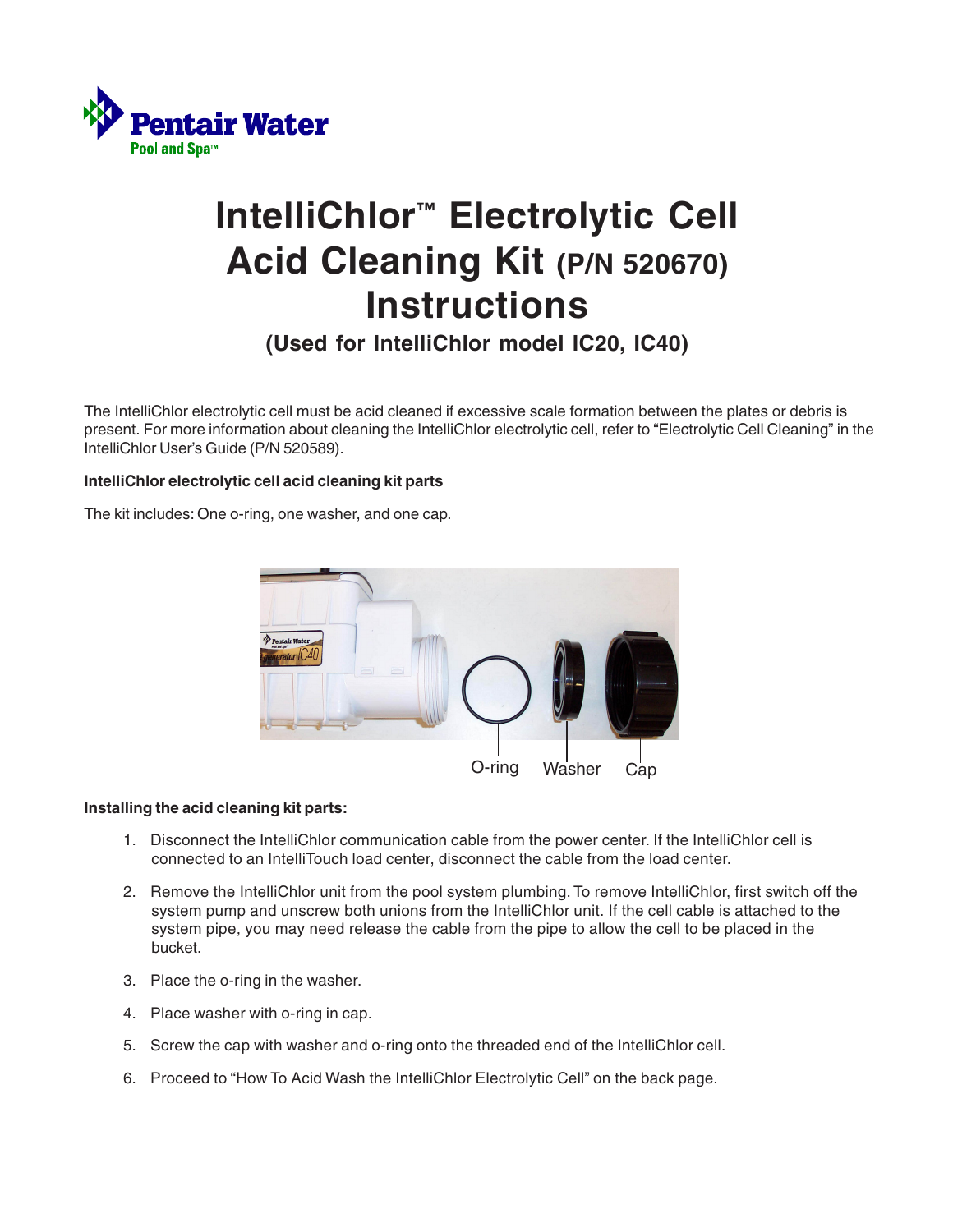Pentair Water
Pool and Spa™

# IntelliChlor™ Electrolytic Cell Acid Cleaning Kit (P/N 520670) Instructions

## (Used for IntelliChlor model IC20, IC40)

The IntelliChlor electrolytic cell must be acid cleaned if excessive scale formation between the plates or debris is present. For more information about cleaning the IntelliChlor electrolytic cell, refer to "Electrolytic Cell Cleaning" in the IntelliChlor User's Guide (P/N 520589).

**IntelliChlor electrolytic cell acid cleaning kit parts**

The kit includes: One o-ring, one washer, and one cap.

O-ring    Washer    Cap

**Installing the acid cleaning kit parts:**

1. Disconnect the IntelliChlor communication cable from the power center. If the IntelliChlor cell is connected to an IntelliTouch load center, disconnect the cable from the load center.
2. Remove the IntelliChlor unit from the pool system plumbing. To remove IntelliChlor, first switch off the system pump and unscrew both unions from the IntelliChlor unit. If the cell cable is attached to the system pipe, you may need release the cable from the pipe to allow the cell to be placed in the bucket.
3. Place the o-ring in the washer.
4. Place washer with o-ring in cap.
5. Screw the cap with washer and o-ring onto the threaded end of the IntelliChlor cell.
6. Proceed to "How To Acid Wash the IntelliChlor Electrolytic Cell" on the back page.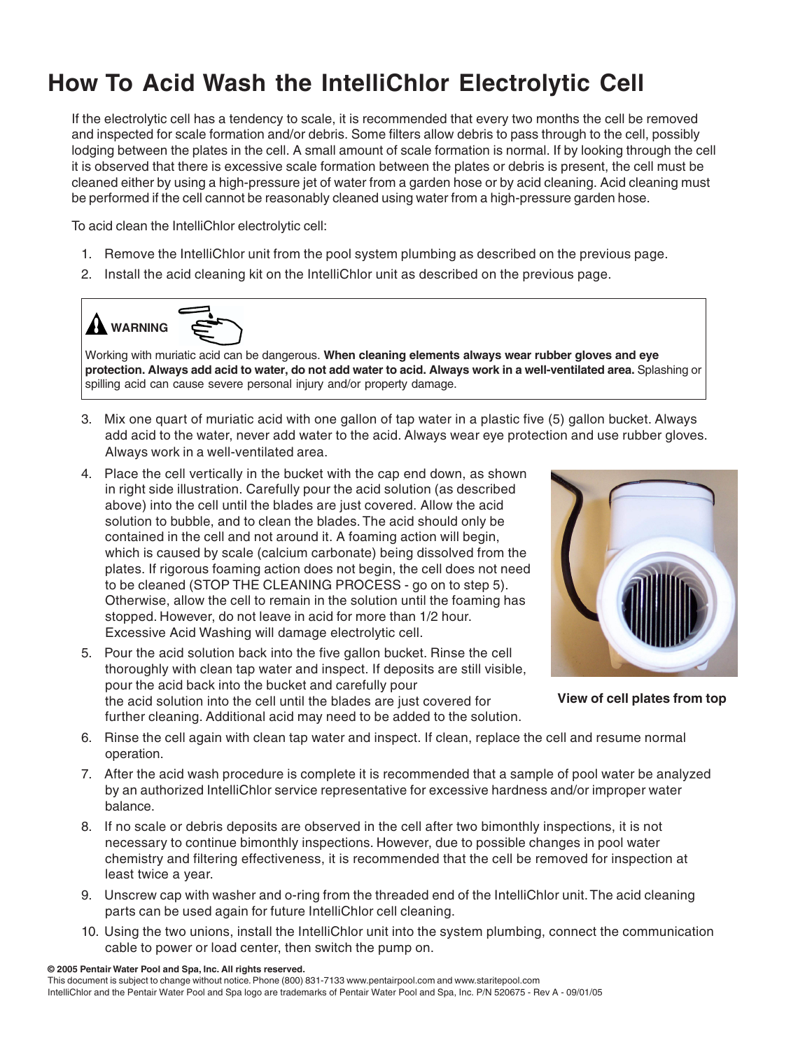# How To Acid Wash the IntelliChlor Electrolytic Cell

If the electrolytic cell has a tendency to scale, it is recommended that every two months the cell be removed and inspected for scale formation and/or debris. Some filters allow debris to pass through to the cell, possibly lodging between the plates in the cell. A small amount of scale formation is normal. If by looking through the cell it is observed that there is excessive scale formation between the plates or debris is present, the cell must be cleaned either by using a high-pressure jet of water from a garden hose or by acid cleaning. Acid cleaning must be performed if the cell cannot be reasonably cleaned using water from a high-pressure garden hose.

To acid clean the IntelliChlor electrolytic cell:

1. Remove the IntelliChlor unit from the pool system plumbing as described on the previous page.
2. Install the acid cleaning kit on the IntelliChlor unit as described on the previous page.

> **WARNING**
>
> Working with muriatic acid can be dangerous. **When cleaning elements always wear rubber gloves and eye protection. Always add acid to water, do not add water to acid. Always work in a well-ventilated area.** Splashing or spilling acid can cause severe personal injury and/or property damage.

3. Mix one quart of muriatic acid with one gallon of tap water in a plastic five (5) gallon bucket. Always add acid to the water, never add water to the acid. Always wear eye protection and use rubber gloves. Always work in a well-ventilated area.
4. Place the cell vertically in the bucket with the cap end down, as shown in right side illustration. Carefully pour the acid solution (as described above) into the cell until the blades are just covered. Allow the acid solution to bubble, and to clean the blades. The acid should only be contained in the cell and not around it. A foaming action will begin, which is caused by scale (calcium carbonate) being dissolved from the plates. If rigorous foaming action does not begin, the cell does not need to be cleaned (STOP THE CLEANING PROCESS - go on to step 5). Otherwise, allow the cell to remain in the solution until the foaming has stopped. However, do not leave in acid for more than 1/2 hour. Excessive Acid Washing will damage electrolytic cell.
5. Pour the acid solution back into the five gallon bucket. Rinse the cell thoroughly with clean tap water and inspect. If deposits are still visible, pour the acid back into the bucket and carefully pour the acid solution into the cell until the blades are just covered for further cleaning. Additional acid may need to be added to the solution.
6. Rinse the cell again with clean tap water and inspect. If clean, replace the cell and resume normal operation.
7. After the acid wash procedure is complete it is recommended that a sample of pool water be analyzed by an authorized IntelliChlor service representative for excessive hardness and/or improper water balance.
8. If no scale or debris deposits are observed in the cell after two bimonthly inspections, it is not necessary to continue bimonthly inspections. However, due to possible changes in pool water chemistry and filtering effectiveness, it is recommended that the cell be removed for inspection at least twice a year.
9. Unscrew cap with washer and o-ring from the threaded end of the IntelliChlor unit. The acid cleaning parts can be used again for future IntelliChlor cell cleaning.
10. Using the two unions, install the IntelliChlor unit into the system plumbing, connect the communication cable to power or load center, then switch the pump on.

**View of cell plates from top**

**© 2005 Pentair Water Pool and Spa, Inc. All rights reserved.**
This document is subject to change without notice. Phone (800) 831-7133 www.pentairpool.com and www.staritepool.com
IntelliChlor and the Pentair Water Pool and Spa logo are trademarks of Pentair Water Pool and Spa, Inc. P/N 520675 - Rev A - 09/01/05